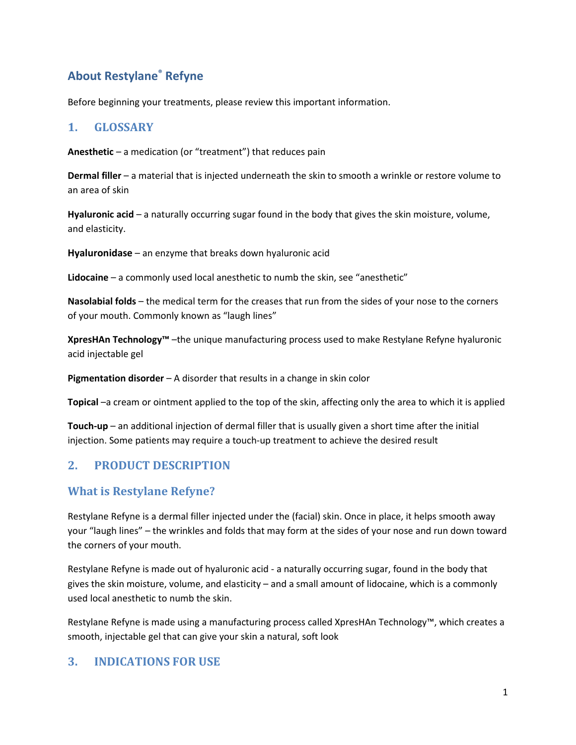# About Restylane® Refyne

Before beginning your treatments, please review this important information.

## 1. GLOSSARY

**Anesthetic** – a medication (or "treatment") that reduces pain

**Dermal filler** – a material that is injected underneath the skin to smooth a wrinkle or restore volume to an area of skin

**Hyaluronic acid** – a naturally occurring sugar found in the body that gives the skin moisture, volume, and elasticity.

**Hyaluronidase** – an enzyme that breaks down hyaluronic acid

**Lidocaine** – a commonly used local anesthetic to numb the skin, see "anesthetic"

**Nasolabial folds** – the medical term for the creases that run from the sides of your nose to the corners of your mouth. Commonly known as "laugh lines"

**XpresHAn Technology™** –the unique manufacturing process used to make Restylane Refyne hyaluronic acid injectable gel

**Pigmentation disorder** – A disorder that results in a change in skin color

**Topical** –a cream or ointment applied to the top of the skin, affecting only the area to which it is applied

**Touch-up** – an additional injection of dermal filler that is usually given a short time after the initial injection. Some patients may require a touch-up treatment to achieve the desired result

## 2. PRODUCT DESCRIPTION

### What is Restylane Refyne?

Restylane Refyne is a dermal filler injected under the (facial) skin. Once in place, it helps smooth away your "laugh lines" – the wrinkles and folds that may form at the sides of your nose and run down toward the corners of your mouth.

Restylane Refyne is made out of hyaluronic acid - a naturally occurring sugar, found in the body that gives the skin moisture, volume, and elasticity – and a small amount of lidocaine, which is a commonly used local anesthetic to numb the skin.

Restylane Refyne is made using a manufacturing process called XpresHAn Technology™, which creates a smooth, injectable gel that can give your skin a natural, soft look

## 3. INDICATIONS FOR USE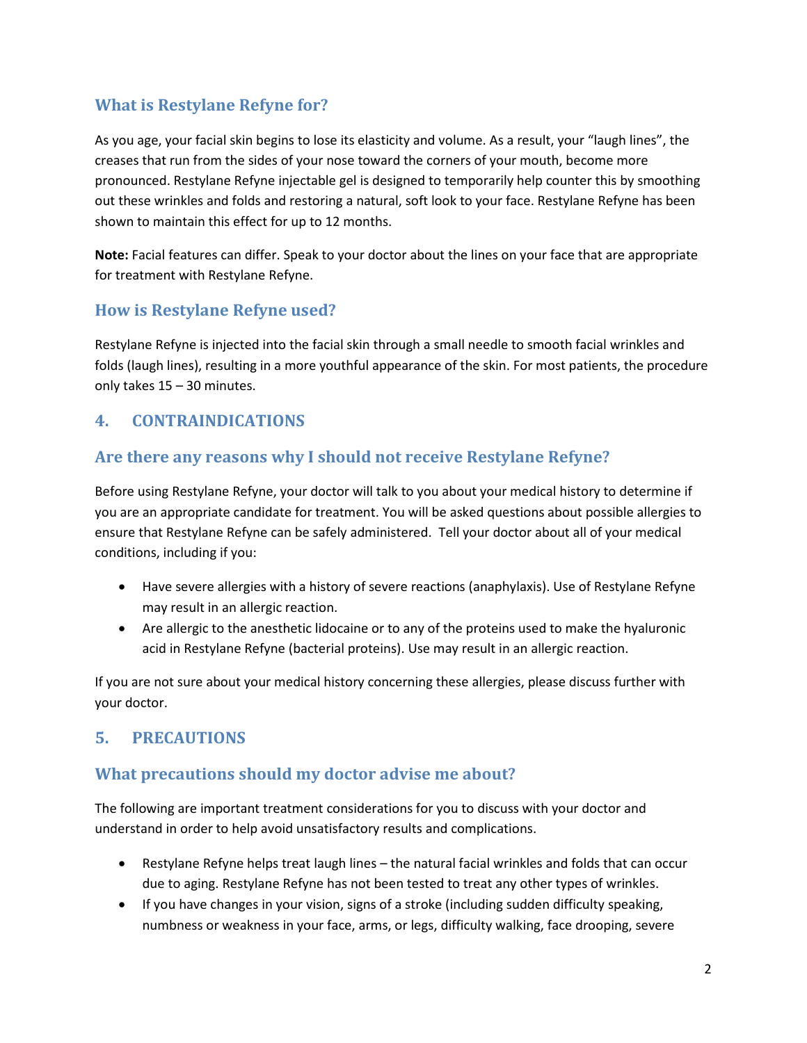### What is Restylane Refyne for?

As you age, your facial skin begins to lose its elasticity and volume. As a result, your "laugh lines", the creases that run from the sides of your nose toward the corners of your mouth, become more pronounced. Restylane Refyne injectable gel is designed to temporarily help counter this by smoothing out these wrinkles and folds and restoring a natural, soft look to your face. Restylane Refyne has been shown to maintain this effect for up to 12 months.

**Note:** Facial features can differ. Speak to your doctor about the lines on your face that are appropriate for treatment with Restylane Refyne.

### How is Restylane Refyne used?

Restylane Refyne is injected into the facial skin through a small needle to smooth facial wrinkles and folds (laugh lines), resulting in a more youthful appearance of the skin. For most patients, the procedure only takes 15 – 30 minutes.

## 4. CONTRAINDICATIONS

### Are there any reasons why I should not receive Restylane Refyne?

Before using Restylane Refyne, your doctor will talk to you about your medical history to determine if you are an appropriate candidate for treatment. You will be asked questions about possible allergies to ensure that Restylane Refyne can be safely administered. Tell your doctor about all of your medical conditions, including if you:

- Have severe allergies with a history of severe reactions (anaphylaxis). Use of Restylane Refyne may result in an allergic reaction.
- Are allergic to the anesthetic lidocaine or to any of the proteins used to make the hyaluronic acid in Restylane Refyne (bacterial proteins). Use may result in an allergic reaction.

If you are not sure about your medical history concerning these allergies, please discuss further with your doctor.

## 5. PRECAUTIONS

### What precautions should my doctor advise me about?

The following are important treatment considerations for you to discuss with your doctor and understand in order to help avoid unsatisfactory results and complications.

- Restylane Refyne helps treat laugh lines – the natural facial wrinkles and folds that can occur due to aging. Restylane Refyne has not been tested to treat any other types of wrinkles.
- If you have changes in your vision, signs of a stroke (including sudden difficulty speaking, numbness or weakness in your face, arms, or legs, difficulty walking, face drooping, severe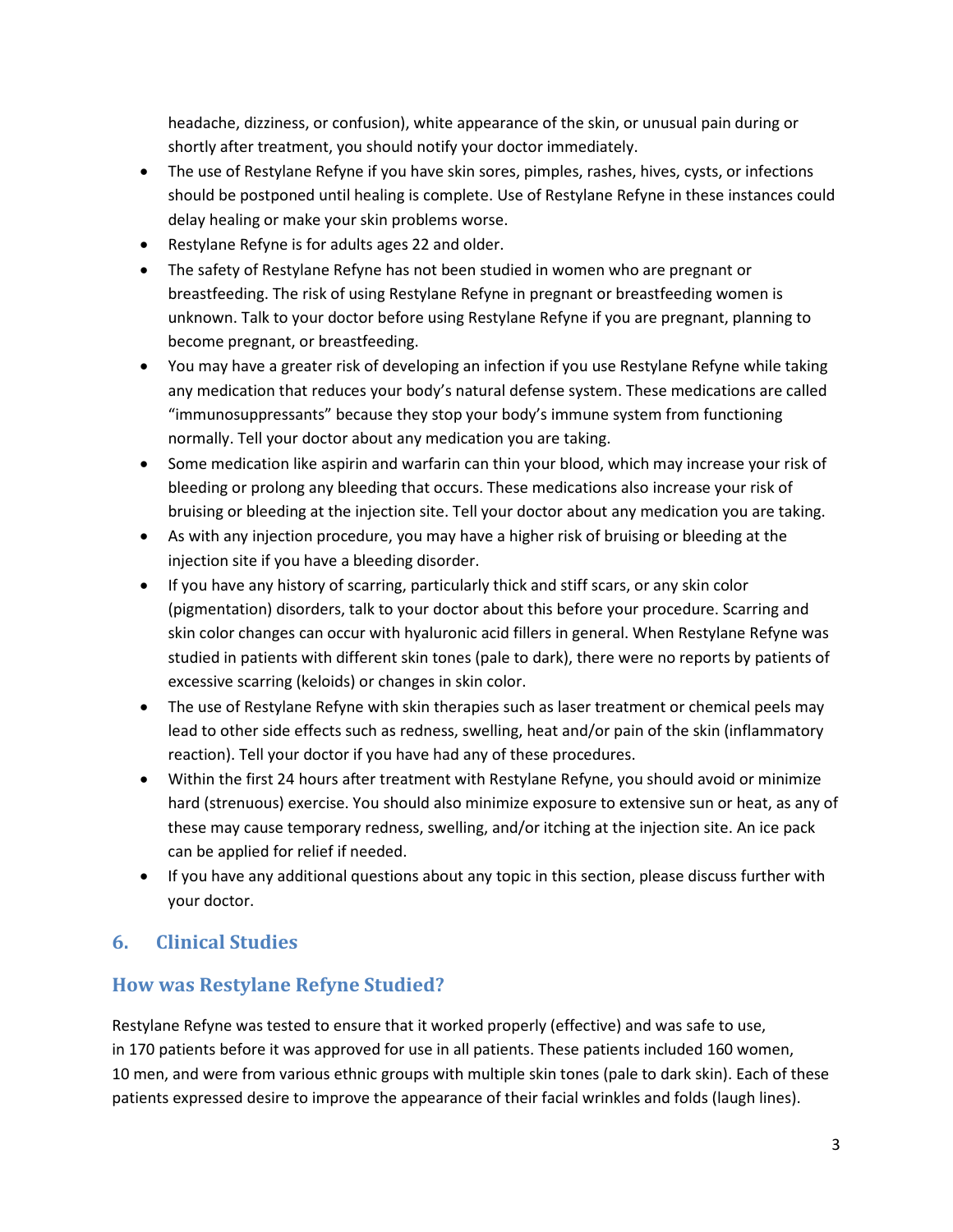headache, dizziness, or confusion), white appearance of the skin, or unusual pain during or shortly after treatment, you should notify your doctor immediately.

- The use of Restylane Refyne if you have skin sores, pimples, rashes, hives, cysts, or infections should be postponed until healing is complete. Use of Restylane Refyne in these instances could delay healing or make your skin problems worse.
- Restylane Refyne is for adults ages 22 and older.
- The safety of Restylane Refyne has not been studied in women who are pregnant or breastfeeding. The risk of using Restylane Refyne in pregnant or breastfeeding women is unknown. Talk to your doctor before using Restylane Refyne if you are pregnant, planning to become pregnant, or breastfeeding.
- You may have a greater risk of developing an infection if you use Restylane Refyne while taking any medication that reduces your body's natural defense system. These medications are called "immunosuppressants" because they stop your body's immune system from functioning normally. Tell your doctor about any medication you are taking.
- Some medication like aspirin and warfarin can thin your blood, which may increase your risk of bleeding or prolong any bleeding that occurs. These medications also increase your risk of bruising or bleeding at the injection site. Tell your doctor about any medication you are taking.
- As with any injection procedure, you may have a higher risk of bruising or bleeding at the injection site if you have a bleeding disorder.
- If you have any history of scarring, particularly thick and stiff scars, or any skin color (pigmentation) disorders, talk to your doctor about this before your procedure. Scarring and skin color changes can occur with hyaluronic acid fillers in general. When Restylane Refyne was studied in patients with different skin tones (pale to dark), there were no reports by patients of excessive scarring (keloids) or changes in skin color.
- The use of Restylane Refyne with skin therapies such as laser treatment or chemical peels may lead to other side effects such as redness, swelling, heat and/or pain of the skin (inflammatory reaction). Tell your doctor if you have had any of these procedures.
- Within the first 24 hours after treatment with Restylane Refyne, you should avoid or minimize hard (strenuous) exercise. You should also minimize exposure to extensive sun or heat, as any of these may cause temporary redness, swelling, and/or itching at the injection site. An ice pack can be applied for relief if needed.
- If you have any additional questions about any topic in this section, please discuss further with your doctor.

## 6. Clinical Studies

## How was Restylane Refyne Studied?

Restylane Refyne was tested to ensure that it worked properly (effective) and was safe to use, in 170 patients before it was approved for use in all patients. These patients included 160 women, 10 men, and were from various ethnic groups with multiple skin tones (pale to dark skin). Each of these patients expressed desire to improve the appearance of their facial wrinkles and folds (laugh lines).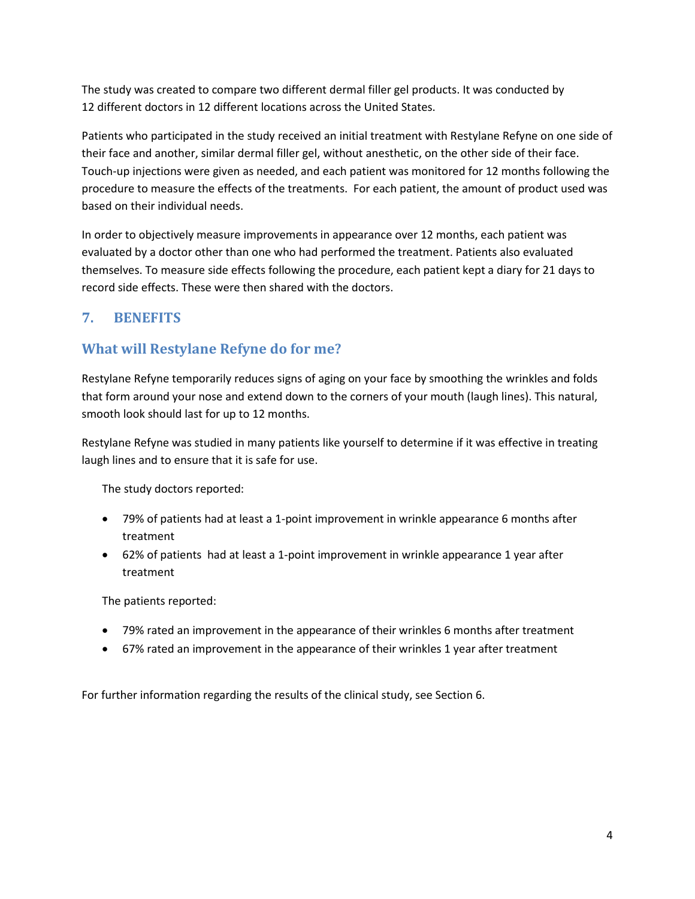The study was created to compare two different dermal filler gel products. It was conducted by 12 different doctors in 12 different locations across the United States.

Patients who participated in the study received an initial treatment with Restylane Refyne on one side of their face and another, similar dermal filler gel, without anesthetic, on the other side of their face. Touch-up injections were given as needed, and each patient was monitored for 12 months following the procedure to measure the effects of the treatments. For each patient, the amount of product used was based on their individual needs.

In order to objectively measure improvements in appearance over 12 months, each patient was evaluated by a doctor other than one who had performed the treatment. Patients also evaluated themselves. To measure side effects following the procedure, each patient kept a diary for 21 days to record side effects. These were then shared with the doctors.

## 7. BENEFITS

### What will Restylane Refyne do for me?

Restylane Refyne temporarily reduces signs of aging on your face by smoothing the wrinkles and folds that form around your nose and extend down to the corners of your mouth (laugh lines). This natural, smooth look should last for up to 12 months.

Restylane Refyne was studied in many patients like yourself to determine if it was effective in treating laugh lines and to ensure that it is safe for use.

The study doctors reported:

- 79% of patients had at least a 1-point improvement in wrinkle appearance 6 months after treatment
- 62% of patients had at least a 1-point improvement in wrinkle appearance 1 year after treatment

The patients reported:

- 79% rated an improvement in the appearance of their wrinkles 6 months after treatment
- 67% rated an improvement in the appearance of their wrinkles 1 year after treatment

For further information regarding the results of the clinical study, see Section 6.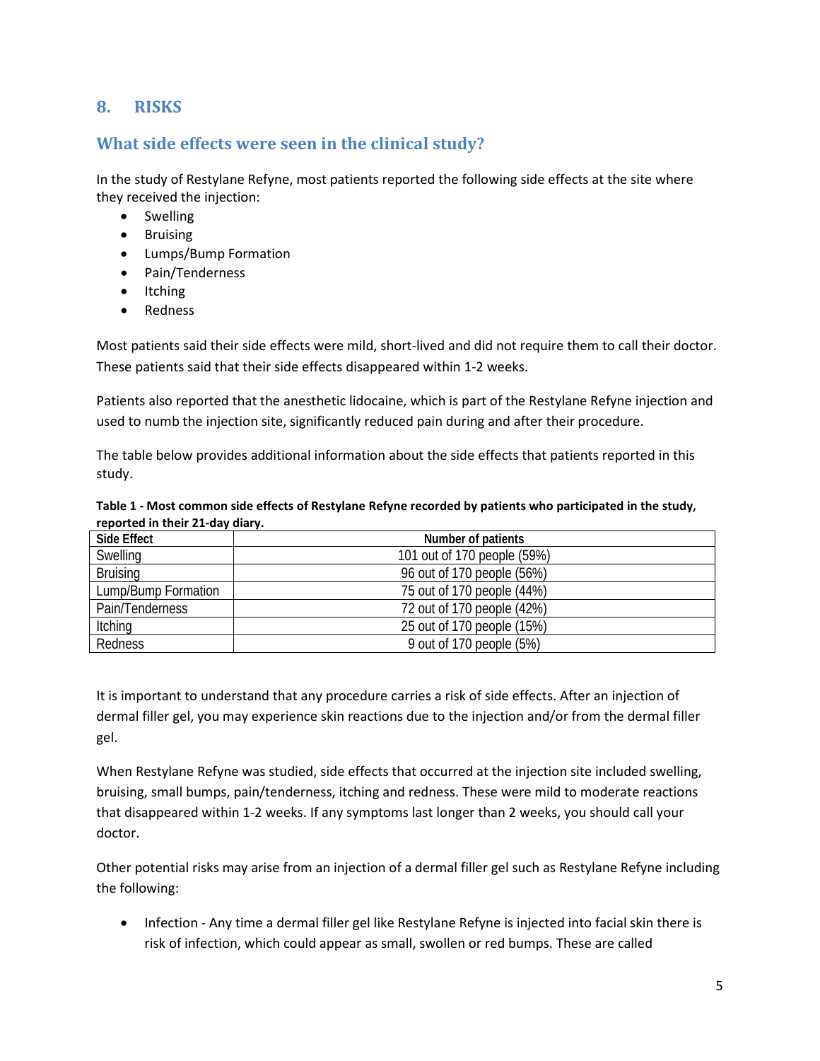## 8. RISKS

### What side effects were seen in the clinical study?

In the study of Restylane Refyne, most patients reported the following side effects at the site where they received the injection:

- Swelling
- Bruising
- Lumps/Bump Formation
- Pain/Tenderness
- Itching
- Redness

Most patients said their side effects were mild, short-lived and did not require them to call their doctor. These patients said that their side effects disappeared within 1-2 weeks.

Patients also reported that the anesthetic lidocaine, which is part of the Restylane Refyne injection and used to numb the injection site, significantly reduced pain during and after their procedure.

The table below provides additional information about the side effects that patients reported in this study.

**Table 1 - Most common side effects of Restylane Refyne recorded by patients who participated in the study, reported in their 21-day diary.**

| Side Effect | Number of patients |
| --- | --- |
| Swelling | 101 out of 170 people (59%) |
| Bruising | 96 out of 170 people (56%) |
| Lump/Bump Formation | 75 out of 170 people (44%) |
| Pain/Tenderness | 72 out of 170 people (42%) |
| Itching | 25 out of 170 people (15%) |
| Redness | 9 out of 170 people (5%) |

It is important to understand that any procedure carries a risk of side effects. After an injection of dermal filler gel, you may experience skin reactions due to the injection and/or from the dermal filler gel.

When Restylane Refyne was studied, side effects that occurred at the injection site included swelling, bruising, small bumps, pain/tenderness, itching and redness. These were mild to moderate reactions that disappeared within 1-2 weeks. If any symptoms last longer than 2 weeks, you should call your doctor.

Other potential risks may arise from an injection of a dermal filler gel such as Restylane Refyne including the following:

- Infection - Any time a dermal filler gel like Restylane Refyne is injected into facial skin there is risk of infection, which could appear as small, swollen or red bumps. These are called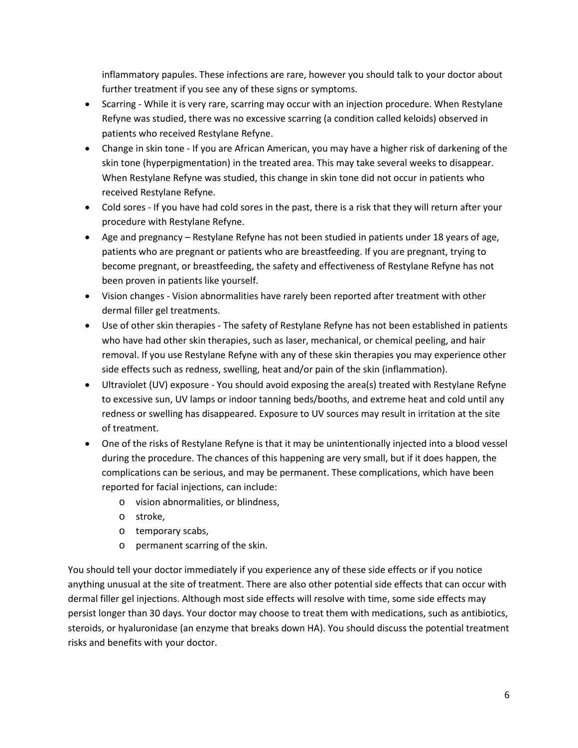inflammatory papules. These infections are rare, however you should talk to your doctor about further treatment if you see any of these signs or symptoms.

- Scarring - While it is very rare, scarring may occur with an injection procedure. When Restylane Refyne was studied, there was no excessive scarring (a condition called keloids) observed in patients who received Restylane Refyne.
- Change in skin tone - If you are African American, you may have a higher risk of darkening of the skin tone (hyperpigmentation) in the treated area. This may take several weeks to disappear. When Restylane Refyne was studied, this change in skin tone did not occur in patients who received Restylane Refyne.
- Cold sores - If you have had cold sores in the past, there is a risk that they will return after your procedure with Restylane Refyne.
- Age and pregnancy – Restylane Refyne has not been studied in patients under 18 years of age, patients who are pregnant or patients who are breastfeeding. If you are pregnant, trying to become pregnant, or breastfeeding, the safety and effectiveness of Restylane Refyne has not been proven in patients like yourself.
- Vision changes - Vision abnormalities have rarely been reported after treatment with other dermal filler gel treatments.
- Use of other skin therapies - The safety of Restylane Refyne has not been established in patients who have had other skin therapies, such as laser, mechanical, or chemical peeling, and hair removal. If you use Restylane Refyne with any of these skin therapies you may experience other side effects such as redness, swelling, heat and/or pain of the skin (inflammation).
- Ultraviolet (UV) exposure - You should avoid exposing the area(s) treated with Restylane Refyne to excessive sun, UV lamps or indoor tanning beds/booths, and extreme heat and cold until any redness or swelling has disappeared. Exposure to UV sources may result in irritation at the site of treatment.
- One of the risks of Restylane Refyne is that it may be unintentionally injected into a blood vessel during the procedure. The chances of this happening are very small, but if it does happen, the complications can be serious, and may be permanent. These complications, which have been reported for facial injections, can include:
  - vision abnormalities, or blindness,
  - stroke,
  - temporary scabs,
  - permanent scarring of the skin.

You should tell your doctor immediately if you experience any of these side effects or if you notice anything unusual at the site of treatment. There are also other potential side effects that can occur with dermal filler gel injections. Although most side effects will resolve with time, some side effects may persist longer than 30 days. Your doctor may choose to treat them with medications, such as antibiotics, steroids, or hyaluronidase (an enzyme that breaks down HA). You should discuss the potential treatment risks and benefits with your doctor.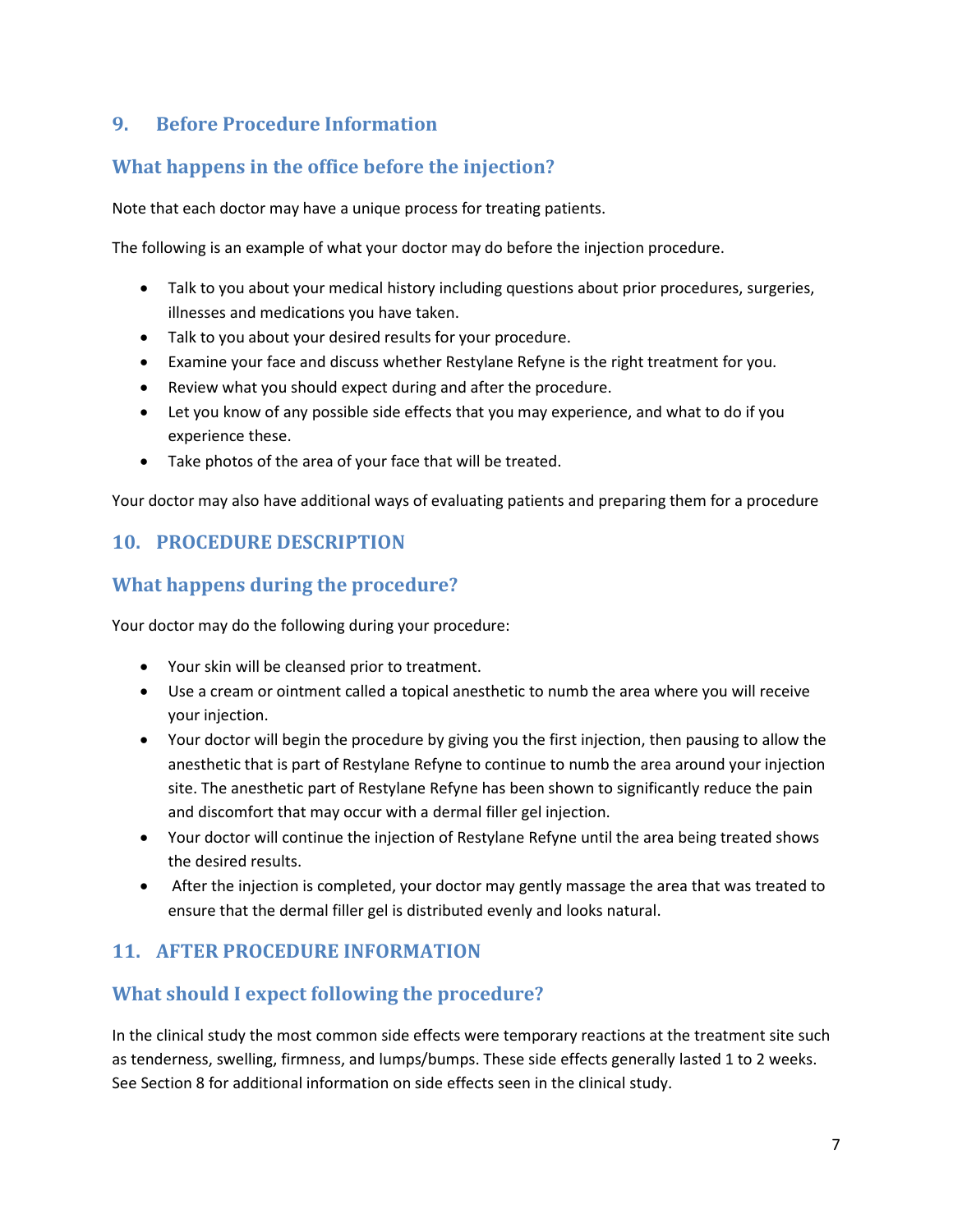## 9. Before Procedure Information

### What happens in the office before the injection?

Note that each doctor may have a unique process for treating patients.

The following is an example of what your doctor may do before the injection procedure.

- Talk to you about your medical history including questions about prior procedures, surgeries, illnesses and medications you have taken.
- Talk to you about your desired results for your procedure.
- Examine your face and discuss whether Restylane Refyne is the right treatment for you.
- Review what you should expect during and after the procedure.
- Let you know of any possible side effects that you may experience, and what to do if you experience these.
- Take photos of the area of your face that will be treated.

Your doctor may also have additional ways of evaluating patients and preparing them for a procedure

## 10. PROCEDURE DESCRIPTION

### What happens during the procedure?

Your doctor may do the following during your procedure:

- Your skin will be cleansed prior to treatment.
- Use a cream or ointment called a topical anesthetic to numb the area where you will receive your injection.
- Your doctor will begin the procedure by giving you the first injection, then pausing to allow the anesthetic that is part of Restylane Refyne to continue to numb the area around your injection site. The anesthetic part of Restylane Refyne has been shown to significantly reduce the pain and discomfort that may occur with a dermal filler gel injection.
- Your doctor will continue the injection of Restylane Refyne until the area being treated shows the desired results.
- After the injection is completed, your doctor may gently massage the area that was treated to ensure that the dermal filler gel is distributed evenly and looks natural.

## 11. AFTER PROCEDURE INFORMATION

### What should I expect following the procedure?

In the clinical study the most common side effects were temporary reactions at the treatment site such as tenderness, swelling, firmness, and lumps/bumps. These side effects generally lasted 1 to 2 weeks. See Section 8 for additional information on side effects seen in the clinical study.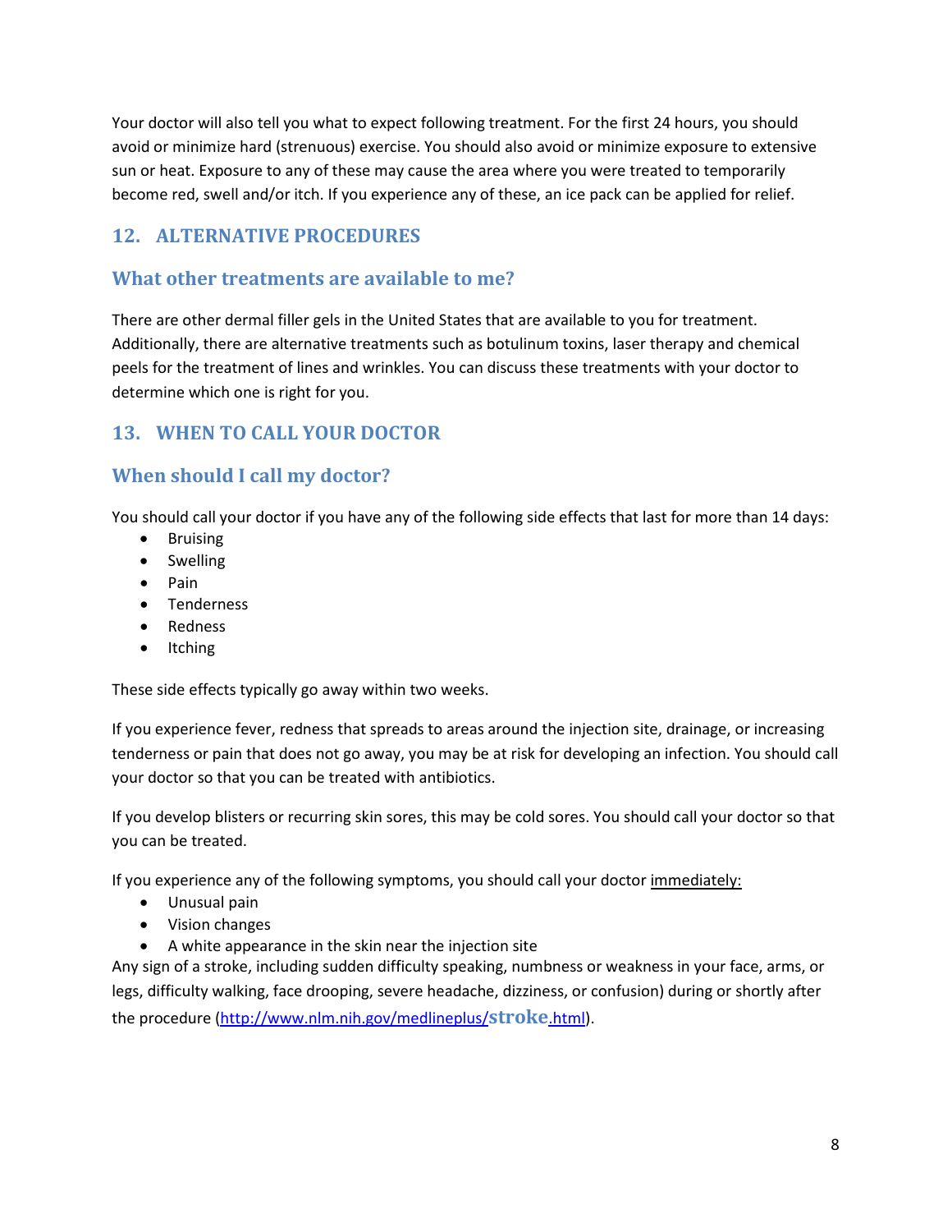Your doctor will also tell you what to expect following treatment. For the first 24 hours, you should avoid or minimize hard (strenuous) exercise. You should also avoid or minimize exposure to extensive sun or heat. Exposure to any of these may cause the area where you were treated to temporarily become red, swell and/or itch. If you experience any of these, an ice pack can be applied for relief.

## 12. ALTERNATIVE PROCEDURES

### What other treatments are available to me?

There are other dermal filler gels in the United States that are available to you for treatment. Additionally, there are alternative treatments such as botulinum toxins, laser therapy and chemical peels for the treatment of lines and wrinkles. You can discuss these treatments with your doctor to determine which one is right for you.

## 13. WHEN TO CALL YOUR DOCTOR

### When should I call my doctor?

You should call your doctor if you have any of the following side effects that last for more than 14 days:

- Bruising
- Swelling
- Pain
- Tenderness
- Redness
- Itching

These side effects typically go away within two weeks.

If you experience fever, redness that spreads to areas around the injection site, drainage, or increasing tenderness or pain that does not go away, you may be at risk for developing an infection. You should call your doctor so that you can be treated with antibiotics.

If you develop blisters or recurring skin sores, this may be cold sores. You should call your doctor so that you can be treated.

If you experience any of the following symptoms, you should call your doctor immediately:

- Unusual pain
- Vision changes
- A white appearance in the skin near the injection site

Any sign of a stroke, including sudden difficulty speaking, numbness or weakness in your face, arms, or legs, difficulty walking, face drooping, severe headache, dizziness, or confusion) during or shortly after the procedure (http://www.nlm.nih.gov/medlineplus/stroke.html).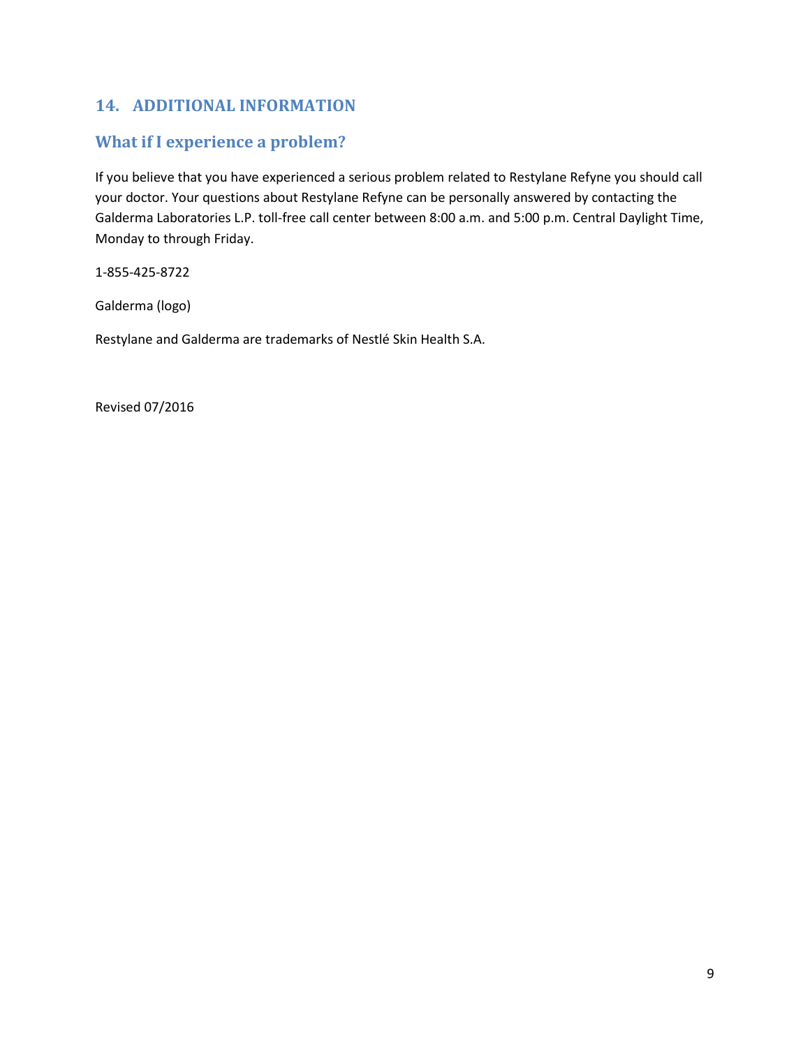## 14. ADDITIONAL INFORMATION

### What if I experience a problem?

If you believe that you have experienced a serious problem related to Restylane Refyne you should call your doctor. Your questions about Restylane Refyne can be personally answered by contacting the Galderma Laboratories L.P. toll-free call center between 8:00 a.m. and 5:00 p.m. Central Daylight Time, Monday to through Friday.

1-855-425-8722

Galderma (logo)

Restylane and Galderma are trademarks of Nestlé Skin Health S.A.

Revised 07/2016